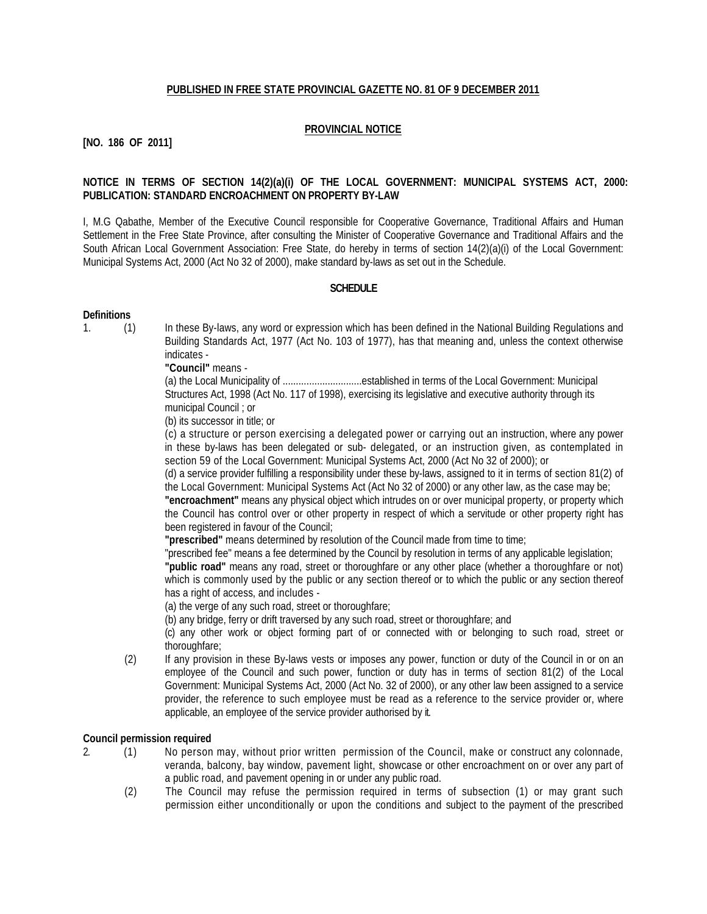**PUBLISHED IN FREE STATE PROVINCIAL GAZETTE NO. 81 OF 9 DECEMBER 2011**

**PROVINCIAL NOTICE**

**[NO. 186 OF 2011]**

**NOTICE IN TERMS OF SECTION 14(2)(a)(i) OF THE LOCAL GOVERNMENT: MUNICIPAL SYSTEMS ACT, 2000: PUBLICATION: STANDARD ENCROACHMENT ON PROPERTY BY-LAW**

I, M.G Qabathe, Member of the Executive Council responsible for Cooperative Governance, Traditional Affairs and Human Settlement in the Free State Province, after consulting the Minister of Cooperative Governance and Traditional Affairs and the South African Local Government Association: Free State, do hereby in terms of section 14(2)(a)(i) of the Local Government: Municipal Systems Act, 2000 (Act No 32 of 2000), make standard by-laws as set out in the Schedule.

**SCHEDULE**

**Definitions**

1. (1) In these By-laws, any word or expression which has been defined in the National Building Regulations and Building Standards Act, 1977 (Act No. 103 of 1977), has that meaning and, unless the context otherwise indicates -

**"Council"** means -

(a) the Local Municipality of ..............................established in terms of the Local Government: Municipal Structures Act, 1998 (Act No. 117 of 1998), exercising its legislative and executive authority through its municipal Council ; or

(b) its successor in title; or

(c) a structure or person exercising a delegated power or carrying out an instruction, where any power in these by-laws has been delegated or sub- delegated, or an instruction given, as contemplated in section 59 of the Local Government: Municipal Systems Act, 2000 (Act No 32 of 2000); or

(d) a service provider fulfilling a responsibility under these by-laws, assigned to it in terms of section 81(2) of the Local Government: Municipal Systems Act (Act No 32 of 2000) or any other law, as the case may be;

**"encroachment"** means any physical object which intrudes on or over municipal property, or property which the Council has control over or other property in respect of which a servitude or other property right has been registered in favour of the Council;

**"prescribed"** means determined by resolution of the Council made from time to time;

"prescribed fee" means a fee determined by the Council by resolution in terms of any applicable legislation;

**"public road"** means any road, street or thoroughfare or any other place (whether a thoroughfare or not) which is commonly used by the public or any section thereof or to which the public or any section thereof has a right of access, and includes -

(a) the verge of any such road, street or thoroughfare;

(b) any bridge, ferry or drift traversed by any such road, street or thoroughfare; and

(c) any other work or object forming part of or connected with or belonging to such road, street or thoroughfare;

(2) If any provision in these By-laws vests or imposes any power, function or duty of the Council in or on an employee of the Council and such power, function or duty has in terms of section 81(2) of the Local Government: Municipal Systems Act, 2000 (Act No. 32 of 2000), or any other law been assigned to a service provider, the reference to such employee must be read as a reference to the service provider or, where applicable, an employee of the service provider authorised by it.

**Council permission required**

2. (1) No person may, without prior written permission of the Council, make or construct any colonnade, veranda, balcony, bay window, pavement light, showcase or other encroachment on or over any part of a public road, and pavement opening in or under any public road.

(2) The Council may refuse the permission required in terms of subsection (1) or may grant such permission either unconditionally or upon the conditions and subject to the payment of the prescribed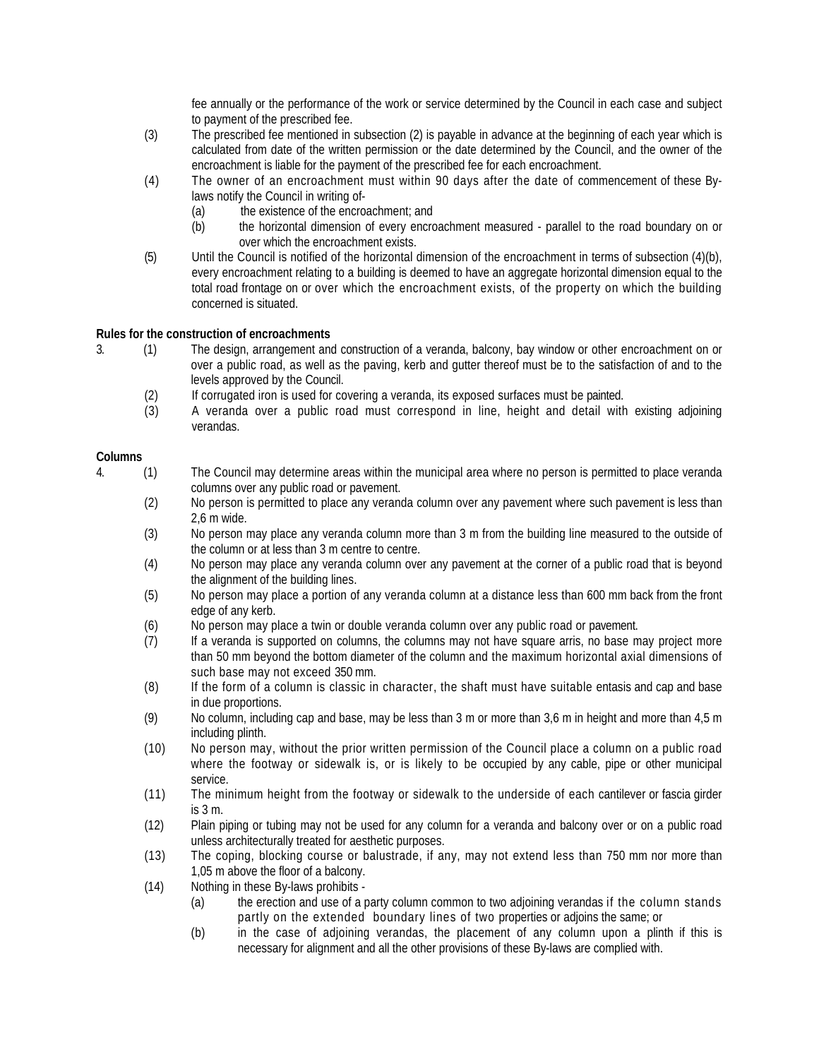fee annually or the performance of the work or service determined by the Council in each case and subject to payment of the prescribed fee.

(3) The prescribed fee mentioned in subsection (2) is payable in advance at the beginning of each year which is calculated from date of the written permission or the date determined by the Council, and the owner of the encroachment is liable for the payment of the prescribed fee for each encroachment.

(4) The owner of an encroachment must within 90 days after the date of commencement of these By-laws notify the Council in writing of-

(a) the existence of the encroachment; and

(b) the horizontal dimension of every encroachment measured - parallel to the road boundary on or over which the encroachment exists.

(5) Until the Council is notified of the horizontal dimension of the encroachment in terms of subsection (4)(b), every encroachment relating to a building is deemed to have an aggregate horizontal dimension equal to the total road frontage on or over which the encroachment exists, of the property on which the building concerned is situated.

**Rules for the construction of encroachments**

3. (1) The design, arrangement and construction of a veranda, balcony, bay window or other encroachment on or over a public road, as well as the paving, kerb and gutter thereof must be to the satisfaction of and to the levels approved by the Council.

(2) If corrugated iron is used for covering a veranda, its exposed surfaces must be painted.

(3) A veranda over a public road must correspond in line, height and detail with existing adjoining verandas.

**Columns**

4. (1) The Council may determine areas within the municipal area where no person is permitted to place veranda columns over any public road or pavement.

(2) No person is permitted to place any veranda column over any pavement where such pavement is less than 2,6 m wide.

(3) No person may place any veranda column more than 3 m from the building line measured to the outside of the column or at less than 3 m centre to centre.

(4) No person may place any veranda column over any pavement at the corner of a public road that is beyond the alignment of the building lines.

(5) No person may place a portion of any veranda column at a distance less than 600 mm back from the front edge of any kerb.

(6) No person may place a twin or double veranda column over any public road or pavement.

(7) If a veranda is supported on columns, the columns may not have square arris, no base may project more than 50 mm beyond the bottom diameter of the column and the maximum horizontal axial dimensions of such base may not exceed 350 mm.

(8) If the form of a column is classic in character, the shaft must have suitable entasis and cap and base in due proportions.

(9) No column, including cap and base, may be less than 3 m or more than 3,6 m in height and more than 4,5 m including plinth.

(10) No person may, without the prior written permission of the Council place a column on a public road where the footway or sidewalk is, or is likely to be occupied by any cable, pipe or other municipal service.

(11) The minimum height from the footway or sidewalk to the underside of each cantilever or fascia girder is 3 m.

(12) Plain piping or tubing may not be used for any column for a veranda and balcony over or on a public road unless architecturally treated for aesthetic purposes.

(13) The coping, blocking course or balustrade, if any, may not extend less than 750 mm nor more than 1,05 m above the floor of a balcony.

(14) Nothing in these By-laws prohibits -

(a) the erection and use of a party column common to two adjoining verandas if the column stands partly on the extended boundary lines of two properties or adjoins the same; or

(b) in the case of adjoining verandas, the placement of any column upon a plinth if this is necessary for alignment and all the other provisions of these By-laws are complied with.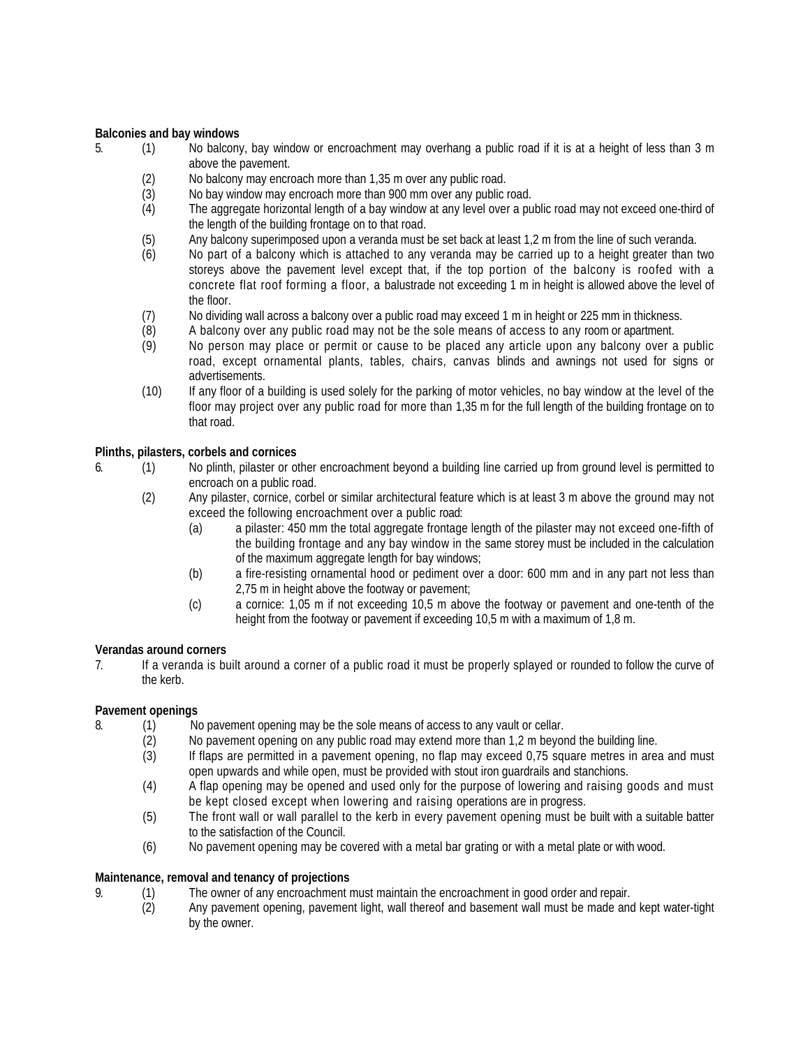**Balconies and bay windows**

5. (1) No balcony, bay window or encroachment may overhang a public road if it is at a height of less than 3 m above the pavement.

   (2) No balcony may encroach more than 1,35 m over any public road.

   (3) No bay window may encroach more than 900 mm over any public road.

   (4) The aggregate horizontal length of a bay window at any level over a public road may not exceed one-third of the length of the building frontage on to that road.

   (5) Any balcony superimposed upon a veranda must be set back at least 1,2 m from the line of such veranda.

   (6) No part of a balcony which is attached to any veranda may be carried up to a height greater than two storeys above the pavement level except that, if the top portion of the balcony is roofed with a concrete flat roof forming a floor, a balustrade not exceeding 1 m in height is allowed above the level of the floor.

   (7) No dividing wall across a balcony over a public road may exceed 1 m in height or 225 mm in thickness.

   (8) A balcony over any public road may not be the sole means of access to any room or apartment.

   (9) No person may place or permit or cause to be placed any article upon any balcony over a public road, except ornamental plants, tables, chairs, canvas blinds and awnings not used for signs or advertisements.

   (10) If any floor of a building is used solely for the parking of motor vehicles, no bay window at the level of the floor may project over any public road for more than 1,35 m for the full length of the building frontage on to that road.

**Plinths, pilasters, corbels and cornices**

6. (1) No plinth, pilaster or other encroachment beyond a building line carried up from ground level is permitted to encroach on a public road.

   (2) Any pilaster, cornice, corbel or similar architectural feature which is at least 3 m above the ground may not exceed the following encroachment over a public road:

   (a) a pilaster: 450 mm the total aggregate frontage length of the pilaster may not exceed one-fifth of the building frontage and any bay window in the same storey must be included in the calculation of the maximum aggregate length for bay windows;

   (b) a fire-resisting ornamental hood or pediment over a door: 600 mm and in any part not less than 2,75 m in height above the footway or pavement;

   (c) a cornice: 1,05 m if not exceeding 10,5 m above the footway or pavement and one-tenth of the height from the footway or pavement if exceeding 10,5 m with a maximum of 1,8 m.

**Verandas around corners**

7. If a veranda is built around a corner of a public road it must be properly splayed or rounded to follow the curve of the kerb.

**Pavement openings**

8. (1) No pavement opening may be the sole means of access to any vault or cellar.

   (2) No pavement opening on any public road may extend more than 1,2 m beyond the building line.

   (3) If flaps are permitted in a pavement opening, no flap may exceed 0,75 square metres in area and must open upwards and while open, must be provided with stout iron guardrails and stanchions.

   (4) A flap opening may be opened and used only for the purpose of lowering and raising goods and must be kept closed except when lowering and raising operations are in progress.

   (5) The front wall or wall parallel to the kerb in every pavement opening must be built with a suitable batter to the satisfaction of the Council.

   (6) No pavement opening may be covered with a metal bar grating or with a metal plate or with wood.

**Maintenance, removal and tenancy of projections**

9. (1) The owner of any encroachment must maintain the encroachment in good order and repair.

   (2) Any pavement opening, pavement light, wall thereof and basement wall must be made and kept water-tight by the owner.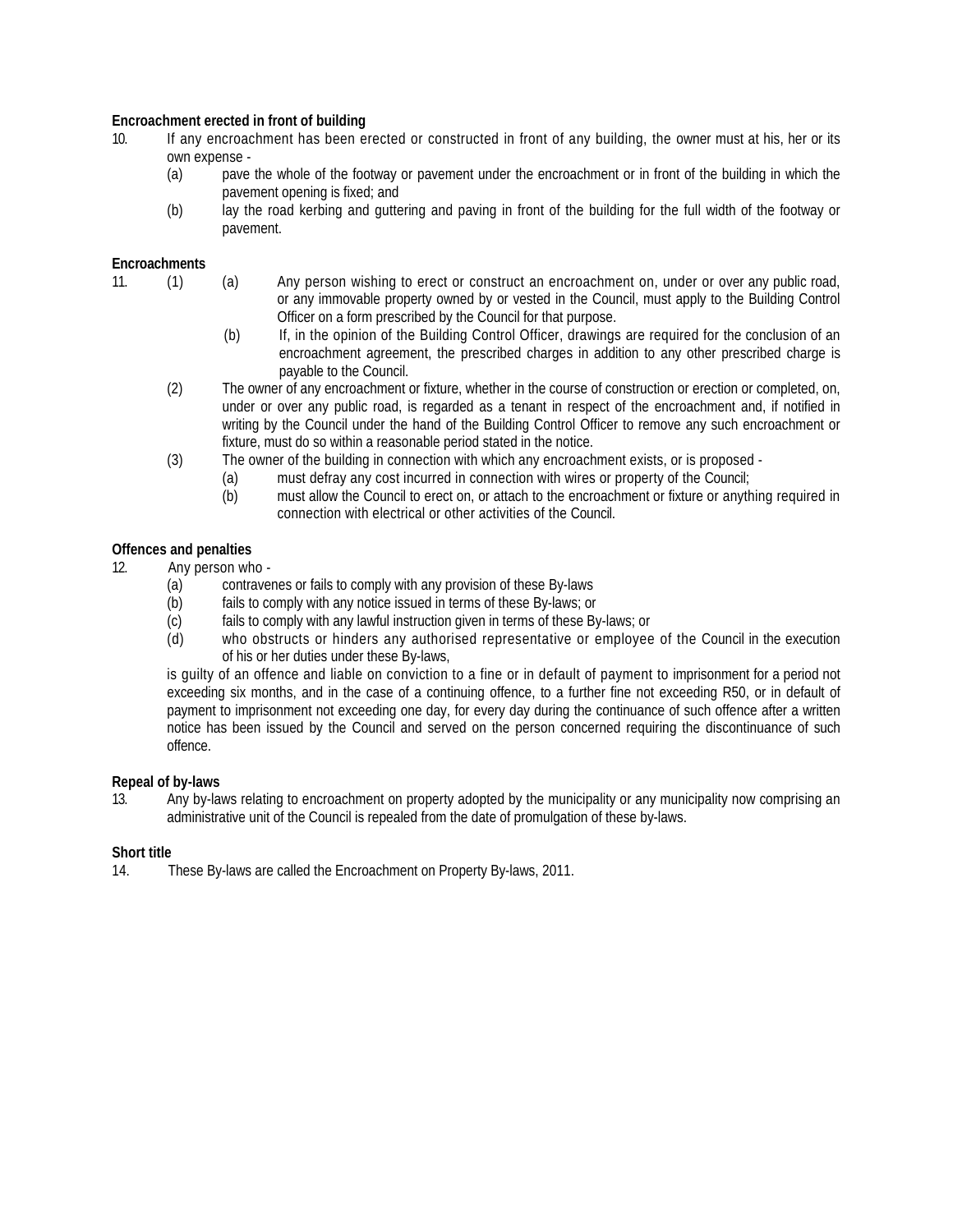**Encroachment erected in front of building**

10. If any encroachment has been erected or constructed in front of any building, the owner must at his, her or its own expense -

   (a) pave the whole of the footway or pavement under the encroachment or in front of the building in which the pavement opening is fixed; and

   (b) lay the road kerbing and guttering and paving in front of the building for the full width of the footway or pavement.

**Encroachments**

11. (1) (a) Any person wishing to erect or construct an encroachment on, under or over any public road, or any immovable property owned by or vested in the Council, must apply to the Building Control Officer on a form prescribed by the Council for that purpose.

   (b) If, in the opinion of the Building Control Officer, drawings are required for the conclusion of an encroachment agreement, the prescribed charges in addition to any other prescribed charge is payable to the Council.

   (2) The owner of any encroachment or fixture, whether in the course of construction or erection or completed, on, under or over any public road, is regarded as a tenant in respect of the encroachment and, if notified in writing by the Council under the hand of the Building Control Officer to remove any such encroachment or fixture, must do so within a reasonable period stated in the notice.

   (3) The owner of the building in connection with which any encroachment exists, or is proposed -

      (a) must defray any cost incurred in connection with wires or property of the Council;

      (b) must allow the Council to erect on, or attach to the encroachment or fixture or anything required in connection with electrical or other activities of the Council.

**Offences and penalties**

12. Any person who -

   (a) contravenes or fails to comply with any provision of these By-laws

   (b) fails to comply with any notice issued in terms of these By-laws; or

   (c) fails to comply with any lawful instruction given in terms of these By-laws; or

   (d) who obstructs or hinders any authorised representative or employee of the Council in the execution of his or her duties under these By-laws,

   is guilty of an offence and liable on conviction to a fine or in default of payment to imprisonment for a period not exceeding six months, and in the case of a continuing offence, to a further fine not exceeding R50, or in default of payment to imprisonment not exceeding one day, for every day during the continuance of such offence after a written notice has been issued by the Council and served on the person concerned requiring the discontinuance of such offence.

**Repeal of by-laws**

13. Any by-laws relating to encroachment on property adopted by the municipality or any municipality now comprising an administrative unit of the Council is repealed from the date of promulgation of these by-laws.

**Short title**

14. These By-laws are called the Encroachment on Property By-laws, 2011.